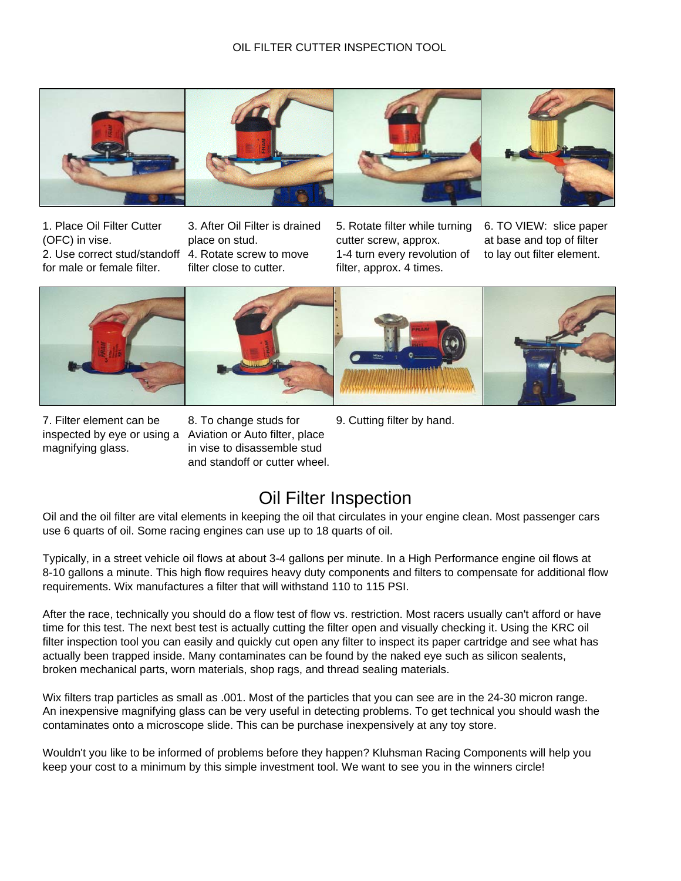OIL FILTER CUTTER INSPECTION TOOL

1. Place Oil Filter Cutter (OFC) in vise.
2. Use correct stud/standoff for male or female filter.

3. After Oil Filter is drained place on stud.
4. Rotate screw to move filter close to cutter.

5. Rotate filter while turning cutter screw, approx. 1-4 turn every revolution of filter, approx. 4 times.

6. TO VIEW: slice paper at base and top of filter to lay out filter element.

7. Filter element can be inspected by eye or using a magnifying glass.

8. To change studs for Aviation or Auto filter, place in vise to disassemble stud and standoff or cutter wheel.

9. Cutting filter by hand.

# Oil Filter Inspection

Oil and the oil filter are vital elements in keeping the oil that circulates in your engine clean. Most passenger cars use 6 quarts of oil. Some racing engines can use up to 18 quarts of oil.

Typically, in a street vehicle oil flows at about 3-4 gallons per minute. In a High Performance engine oil flows at 8-10 gallons a minute. This high flow requires heavy duty components and filters to compensate for additional flow requirements. Wix manufactures a filter that will withstand 110 to 115 PSI.

After the race, technically you should do a flow test of flow vs. restriction. Most racers usually can't afford or have time for this test. The next best test is actually cutting the filter open and visually checking it. Using the KRC oil filter inspection tool you can easily and quickly cut open any filter to inspect its paper cartridge and see what has actually been trapped inside. Many contaminates can be found by the naked eye such as silicon sealents, broken mechanical parts, worn materials, shop rags, and thread sealing materials.

Wix filters trap particles as small as .001. Most of the particles that you can see are in the 24-30 micron range. An inexpensive magnifying glass can be very useful in detecting problems. To get technical you should wash the contaminates onto a microscope slide. This can be purchase inexpensively at any toy store.

Wouldn't you like to be informed of problems before they happen? Kluhsman Racing Components will help you keep your cost to a minimum by this simple investment tool. We want to see you in the winners circle!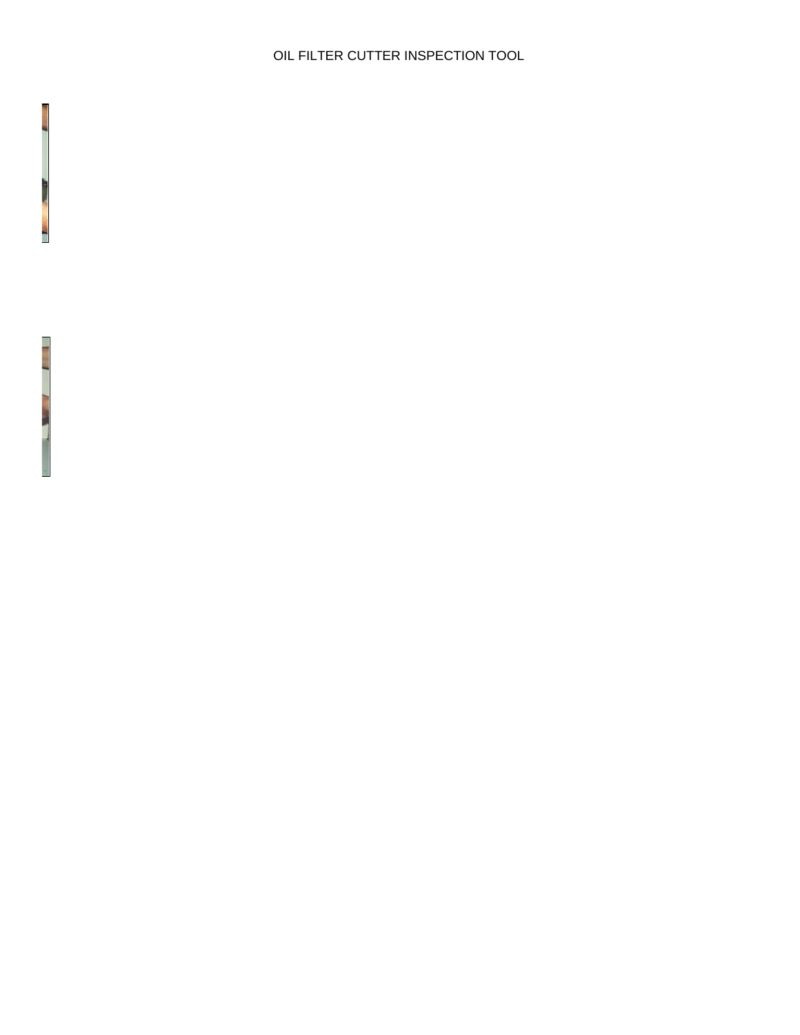OIL FILTER CUTTER INSPECTION TOOL